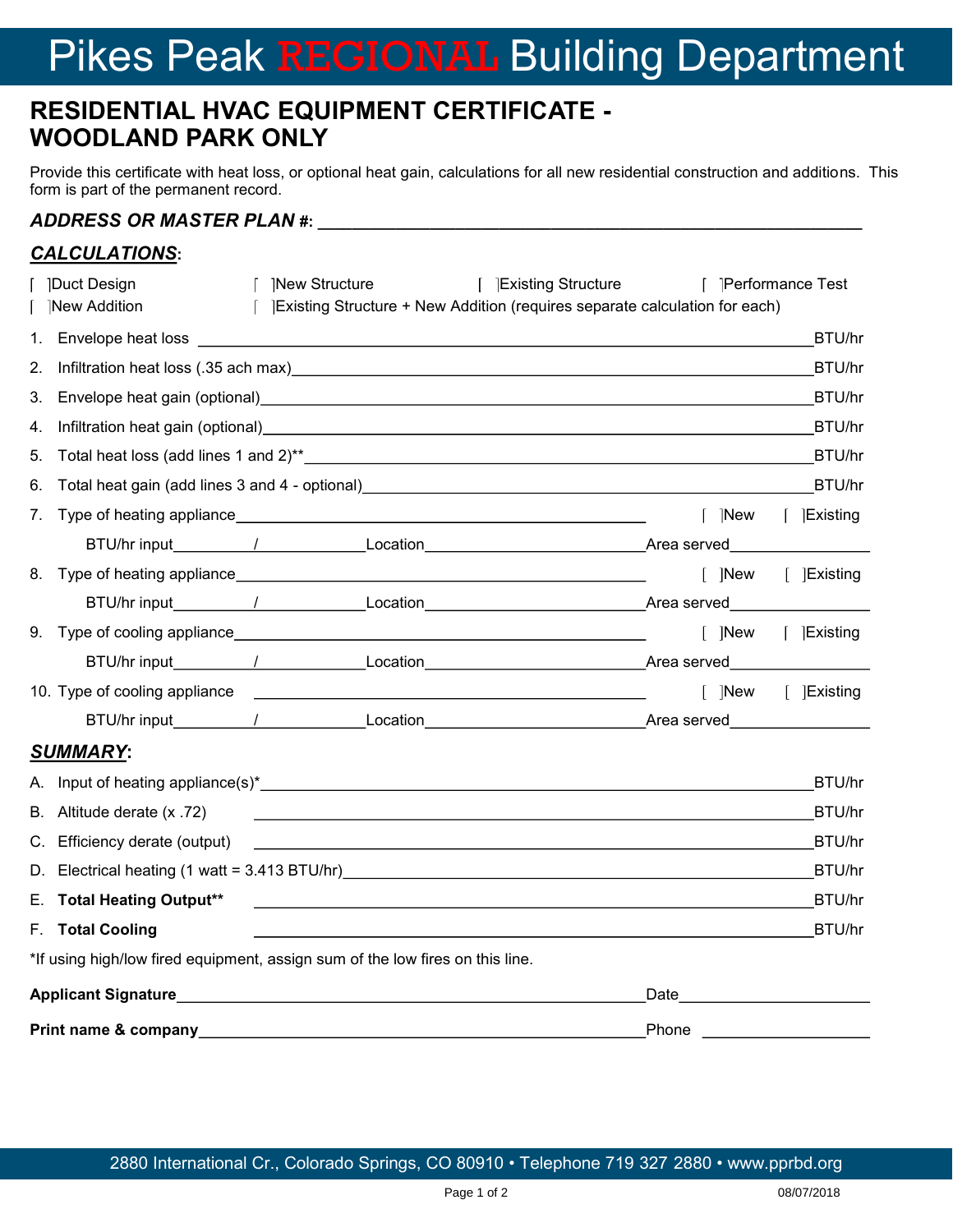# Pikes Peak REGIONAL Building Department

## RESIDENTIAL HVAC EQUIPMENT CERTIFICATE - WOODLAND PARK ONLY

Provide this certificate with heat loss, or optional heat gain, calculations for all new residential construction and additions. This form is part of the permanent record.

***ADDRESS OR MASTER PLAN #:*** ____________________________________________

***CALCULATIONS*:**

[ ]Duct Design   [ ]New Structure   [ ]Existing Structure   [ ]Performance Test

[ ]New Addition   [ ]Existing Structure + New Addition (requires separate calculation for each)

1. Envelope heat loss ____________________ BTU/hr
2. Infiltration heat loss (.35 ach max) ____________________ BTU/hr
3. Envelope heat gain (optional) ____________________ BTU/hr
4. Infiltration heat gain (optional) ____________________ BTU/hr
5. Total heat loss (add lines 1 and 2)** ____________________ BTU/hr
6. Total heat gain (add lines 3 and 4 - optional) ____________________ BTU/hr
7. Type of heating appliance ____________________ [ ]New [ ]Existing

   BTU/hr input ________ / ________ Location ____________ Area served ____________
8. Type of heating appliance ____________________ [ ]New [ ]Existing

   BTU/hr input ________ / ________ Location ____________ Area served ____________
9. Type of cooling appliance ____________________ [ ]New [ ]Existing

   BTU/hr input ________ / ________ Location ____________ Area served ____________
10. Type of cooling appliance ____________________ [ ]New [ ]Existing

   BTU/hr input ________ / ________ Location ____________ Area served ____________

***SUMMARY*:**

A. Input of heating appliance(s)* ____________________ BTU/hr

B. Altitude derate (x .72) ____________________ BTU/hr

C. Efficiency derate (output) ____________________ BTU/hr

D. Electrical heating (1 watt = 3.413 BTU/hr) ____________________ BTU/hr

E. **Total Heating Output**** ____________________ BTU/hr

F. **Total Cooling** ____________________ BTU/hr

*If using high/low fired equipment, assign sum of the low fires on this line.

**Applicant Signature** ______________________________ Date ____________

**Print name & company** ______________________________ Phone ____________

2880 International Cr., Colorado Springs, CO 80910 • Telephone 719 327 2880 • www.pprbd.org

08/07/2018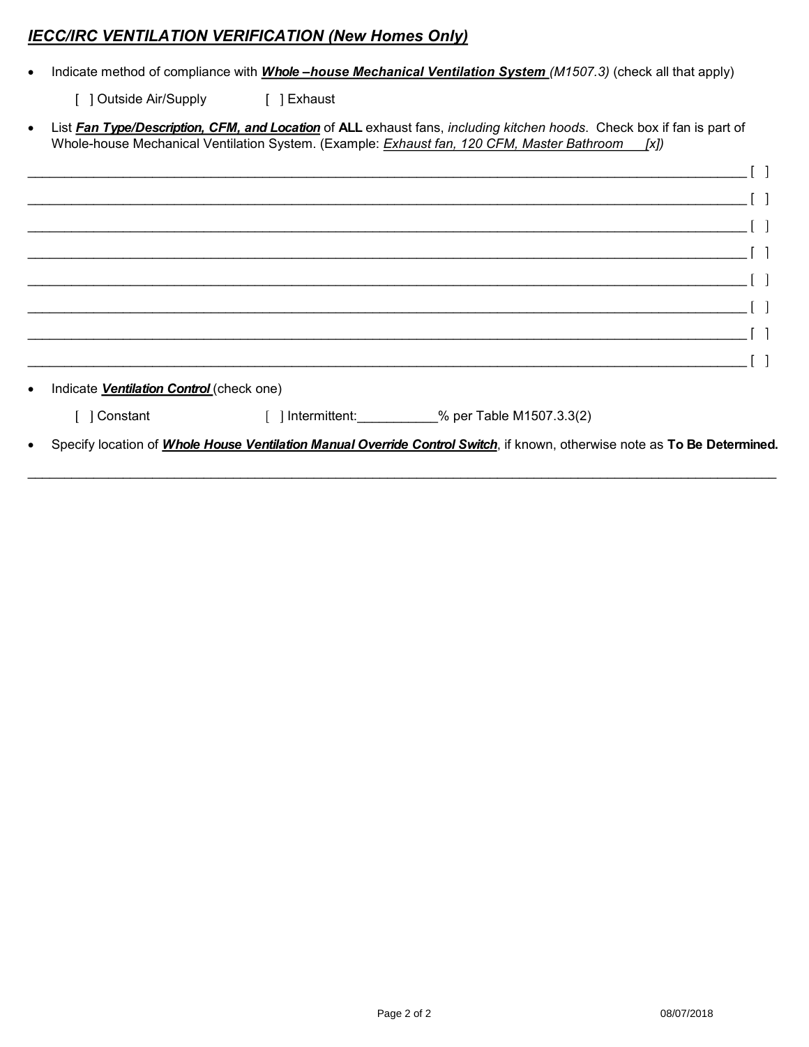## ***IECC/IRC VENTILATION VERIFICATION (New Homes Only)***

- Indicate method of compliance with ***Whole –house Mechanical Ventilation System*** *(M1507.3)* (check all that apply)

  [ ] Outside Air/Supply [ ] Exhaust

- List ***Fan Type/Description, CFM, and Location*** of **ALL** exhaust fans, *including kitchen hoods*. Check box if fan is part of Whole-house Mechanical Ventilation System. (Example: *Exhaust fan, 120 CFM, Master Bathroom [x]*)

______________________________________________________________________________ [ ]

______________________________________________________________________________ [ ]

______________________________________________________________________________ [ ]

______________________________________________________________________________ [ ]

______________________________________________________________________________ [ ]

______________________________________________________________________________ [ ]

______________________________________________________________________________ [ ]

______________________________________________________________________________ [ ]

- Indicate ***Ventilation Control*** (check one)

  [ ] Constant [ ] Intermittent:___________% per Table M1507.3.3(2)

- Specify location of ***Whole House Ventilation Manual Override Control Switch***, if known, otherwise note as **To Be Determined.**

________________________________________________________________________________

08/07/2018